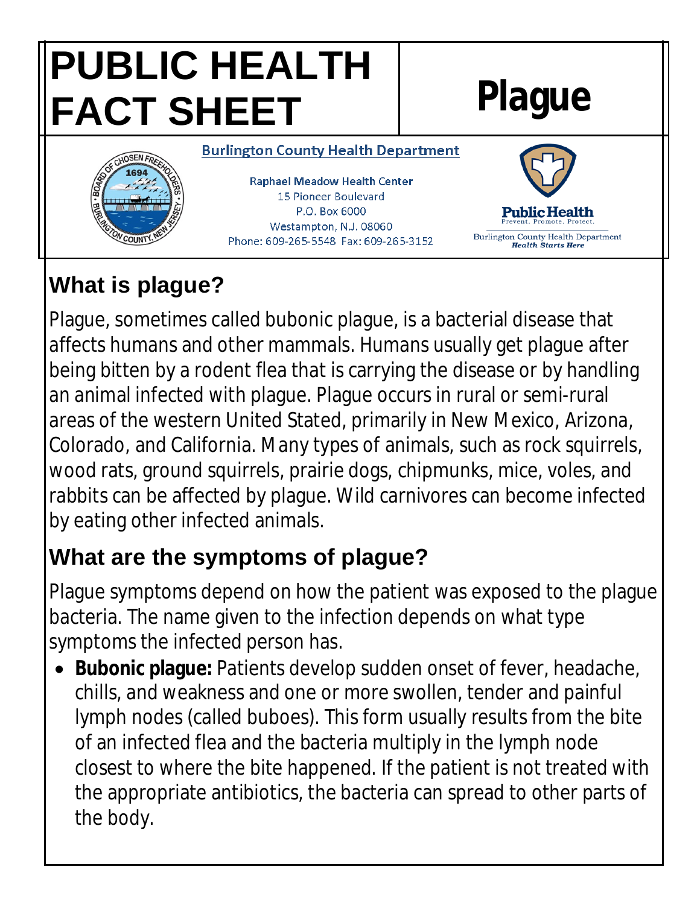# PUBLIC HEALTH FACT SHEET

# Plague

**Burlington County Health Department**

Raphael Meadow Health Center
15 Pioneer Boulevard
P.O. Box 6000
Westampton, N.J. 08060
Phone: 609-265-5548 Fax: 609-265-3152

Public Health
Prevent. Promote. Protect.
Burlington County Health Department
*Health Starts Here*

## What is plague?

Plague, sometimes called bubonic plague, is a bacterial disease that affects humans and other mammals. Humans usually get plague after being bitten by a rodent flea that is carrying the disease or by handling an animal infected with plague. Plague occurs in rural or semi-rural areas of the western United Stated, primarily in New Mexico, Arizona, Colorado, and California. Many types of animals, such as rock squirrels, wood rats, ground squirrels, prairie dogs, chipmunks, mice, voles, and rabbits can be affected by plague. Wild carnivores can become infected by eating other infected animals.

## What are the symptoms of plague?

Plague symptoms depend on how the patient was exposed to the plague bacteria. The name given to the infection depends on what type symptoms the infected person has.

- **Bubonic plague:** Patients develop sudden onset of fever, headache, chills, and weakness and one or more swollen, tender and painful lymph nodes (called buboes). This form usually results from the bite of an infected flea and the bacteria multiply in the lymph node closest to where the bite happened. If the patient is not treated with the appropriate antibiotics, the bacteria can spread to other parts of the body.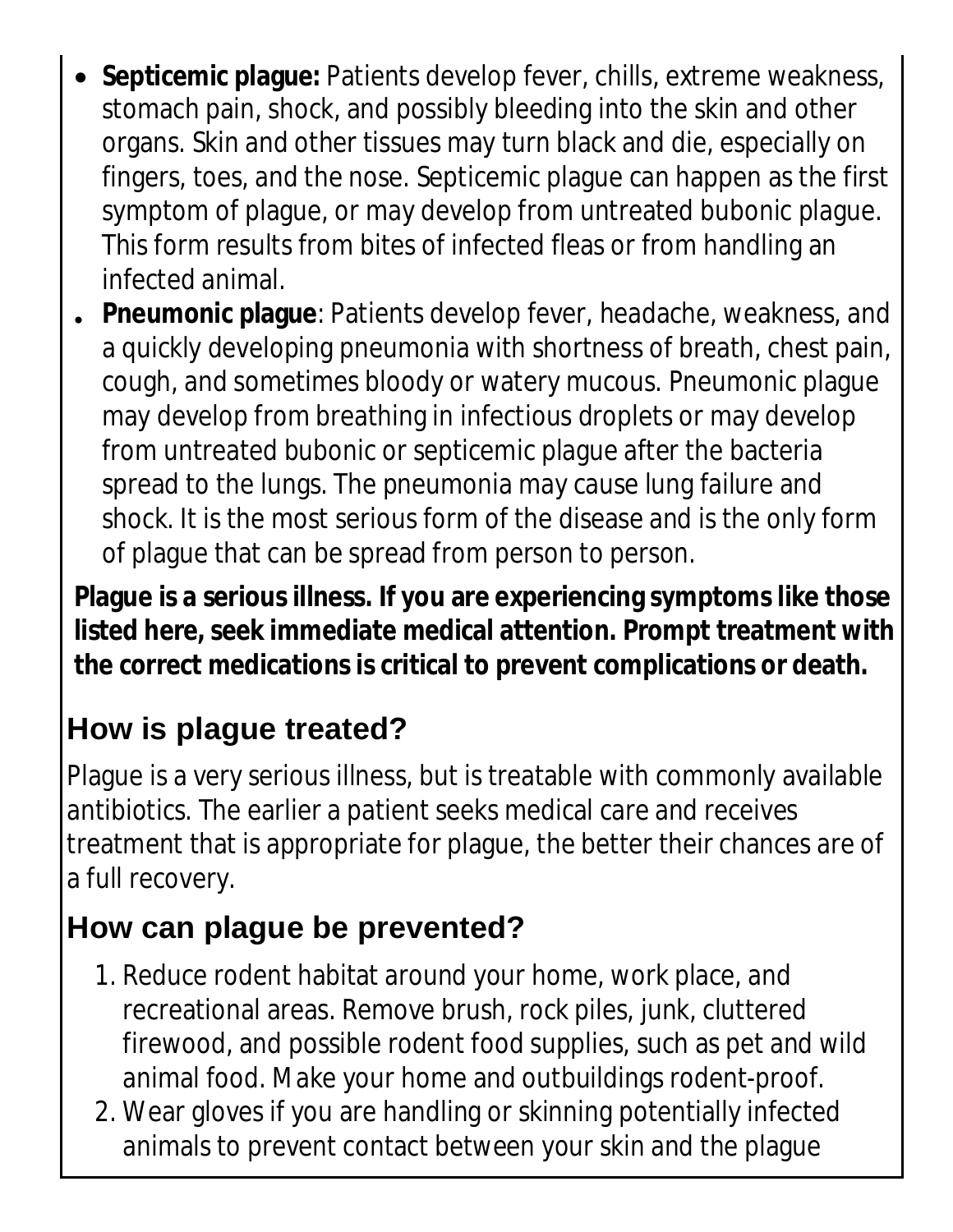- **Septicemic plague:** Patients develop fever, chills, extreme weakness, stomach pain, shock, and possibly bleeding into the skin and other organs. Skin and other tissues may turn black and die, especially on fingers, toes, and the nose. Septicemic plague can happen as the first symptom of plague, or may develop from untreated bubonic plague. This form results from bites of infected fleas or from handling an infected animal.
- **Pneumonic plague**: Patients develop fever, headache, weakness, and a quickly developing pneumonia with shortness of breath, chest pain, cough, and sometimes bloody or watery mucous. Pneumonic plague may develop from breathing in infectious droplets or may develop from untreated bubonic or septicemic plague after the bacteria spread to the lungs. The pneumonia may cause lung failure and shock. It is the most serious form of the disease and is the only form of plague that can be spread from person to person.

**Plague is a serious illness. If you are experiencing symptoms like those listed here, seek immediate medical attention. Prompt treatment with the correct medications is critical to prevent complications or death.**

## How is plague treated?

Plague is a very serious illness, but is treatable with commonly available antibiotics. The earlier a patient seeks medical care and receives treatment that is appropriate for plague, the better their chances are of a full recovery.

## How can plague be prevented?

1. Reduce rodent habitat around your home, work place, and recreational areas. Remove brush, rock piles, junk, cluttered firewood, and possible rodent food supplies, such as pet and wild animal food. Make your home and outbuildings rodent-proof.
2. Wear gloves if you are handling or skinning potentially infected animals to prevent contact between your skin and the plague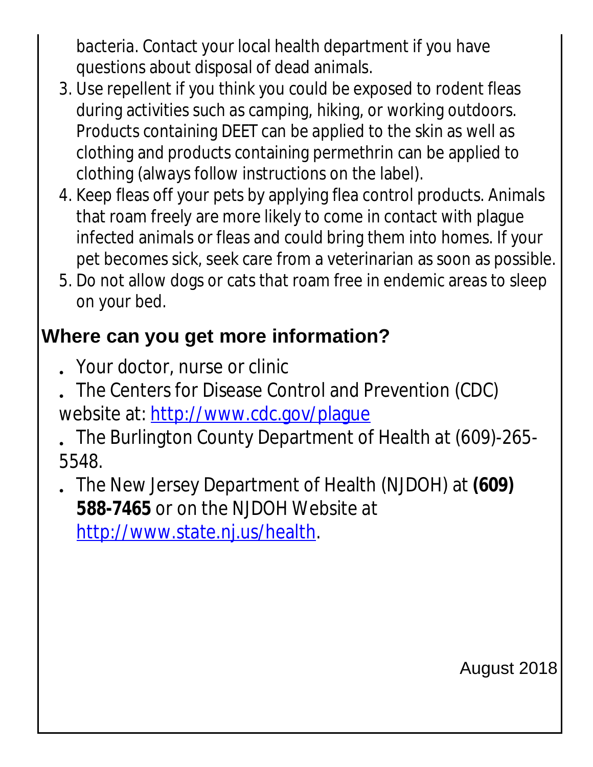bacteria. Contact your local health department if you have questions about disposal of dead animals.

3. Use repellent if you think you could be exposed to rodent fleas during activities such as camping, hiking, or working outdoors. Products containing DEET can be applied to the skin as well as clothing and products containing permethrin can be applied to clothing (always follow instructions on the label).
4. Keep fleas off your pets by applying flea control products. Animals that roam freely are more likely to come in contact with plague infected animals or fleas and could bring them into homes. If your pet becomes sick, seek care from a veterinarian as soon as possible.
5. Do not allow dogs or cats that roam free in endemic areas to sleep on your bed.

## Where can you get more information?

- Your doctor, nurse or clinic
- The Centers for Disease Control and Prevention (CDC) website at: http://www.cdc.gov/plague
- The Burlington County Department of Health at (609)-265-5548.
- The New Jersey Department of Health (NJDOH) at **(609) 588-7465** or on the NJDOH Website at http://www.state.nj.us/health.

August 2018